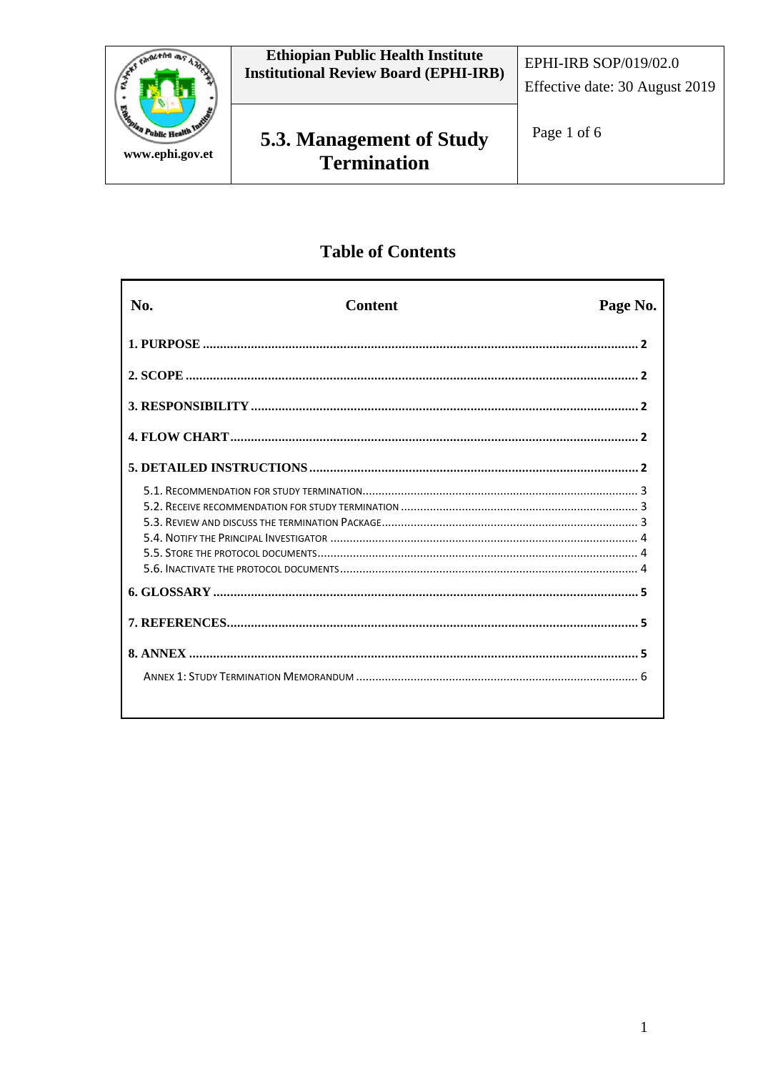| | Ethiopian Public Health Institute Institutional Review Board (EPHI-IRB) | EPHI-IRB SOP/019/02.0 Effective date: 30 August 2019 |
|---|---|---|
| www.ephi.gov.et | **5.3. Management of Study Termination** | |

## Table of Contents

| No. | Content | Page No. |
|---|---|---|
| **1. PURPOSE** | | **2** |
| **2. SCOPE** | | **2** |
| **3. RESPONSIBILITY** | | **2** |
| **4. FLOW CHART** | | **2** |
| **5. DETAILED INSTRUCTIONS** | | **2** |
| 5.1. Recommendation for study termination | | 3 |
| 5.2. Receive recommendation for study termination | | 3 |
| 5.3. Review and discuss the termination Package | | 3 |
| 5.4. Notify the Principal Investigator | | 4 |
| 5.5. Store the protocol documents | | 4 |
| 5.6. Inactivate the protocol documents | | 4 |
| **6. GLOSSARY** | | **5** |
| **7. REFERENCES** | | **5** |
| **8. ANNEX** | | **5** |
| Annex 1: Study Termination Memorandum | | 6 |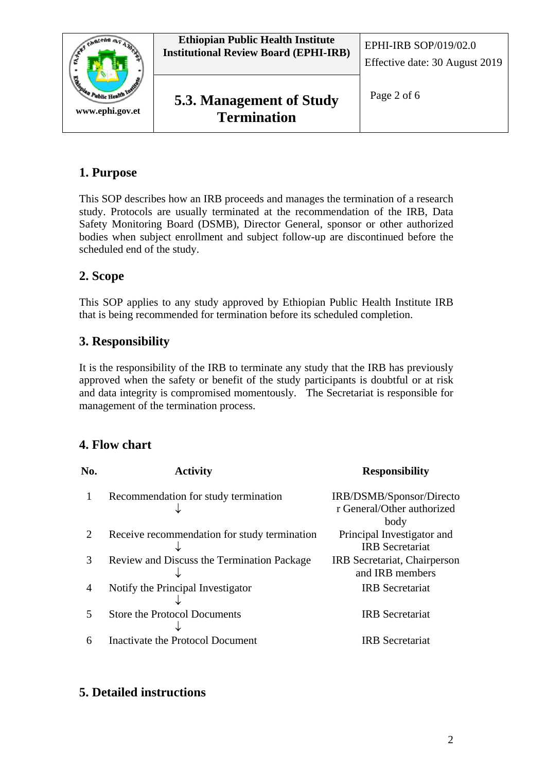## 1. Purpose

This SOP describes how an IRB proceeds and manages the termination of a research study. Protocols are usually terminated at the recommendation of the IRB, Data Safety Monitoring Board (DSMB), Director General, sponsor or other authorized bodies when subject enrollment and subject follow-up are discontinued before the scheduled end of the study.

## 2. Scope

This SOP applies to any study approved by Ethiopian Public Health Institute IRB that is being recommended for termination before its scheduled completion.

## 3. Responsibility

It is the responsibility of the IRB to terminate any study that the IRB has previously approved when the safety or benefit of the study participants is doubtful or at risk and data integrity is compromised momentously. The Secretariat is responsible for management of the termination process.

## 4. Flow chart

| No. | Activity | Responsibility |
|---|---|---|
| 1 | Recommendation for study termination ↓ | IRB/DSMB/Sponsor/Director General/Other authorized body |
| 2 | Receive recommendation for study termination ↓ | Principal Investigator and IRB Secretariat |
| 3 | Review and Discuss the Termination Package ↓ | IRB Secretariat, Chairperson and IRB members |
| 4 | Notify the Principal Investigator ↓ | IRB Secretariat |
| 5 | Store the Protocol Documents ↓ | IRB Secretariat |
| 6 | Inactivate the Protocol Document | IRB Secretariat |

## 5. Detailed instructions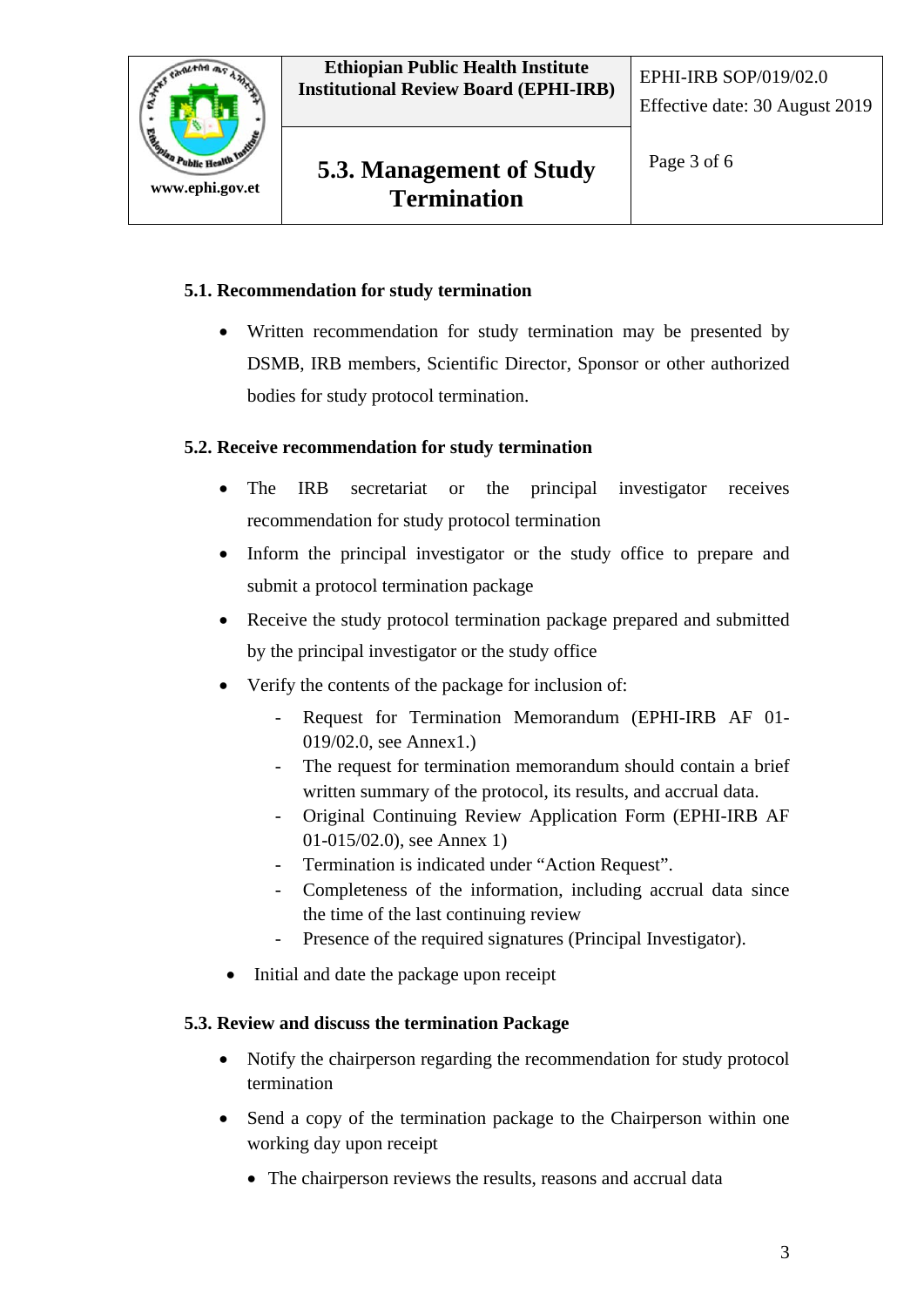### 5.1. Recommendation for study termination

- Written recommendation for study termination may be presented by DSMB, IRB members, Scientific Director, Sponsor or other authorized bodies for study protocol termination.

### 5.2. Receive recommendation for study termination

- The IRB secretariat or the principal investigator receives recommendation for study protocol termination
- Inform the principal investigator or the study office to prepare and submit a protocol termination package
- Receive the study protocol termination package prepared and submitted by the principal investigator or the study office
- Verify the contents of the package for inclusion of:
  - Request for Termination Memorandum (EPHI-IRB AF 01-019/02.0, see Annex1.)
  - The request for termination memorandum should contain a brief written summary of the protocol, its results, and accrual data.
  - Original Continuing Review Application Form (EPHI-IRB AF 01-015/02.0), see Annex 1)
  - Termination is indicated under "Action Request".
  - Completeness of the information, including accrual data since the time of the last continuing review
  - Presence of the required signatures (Principal Investigator).
- Initial and date the package upon receipt

### 5.3. Review and discuss the termination Package

- Notify the chairperson regarding the recommendation for study protocol termination
- Send a copy of the termination package to the Chairperson within one working day upon receipt
  - The chairperson reviews the results, reasons and accrual data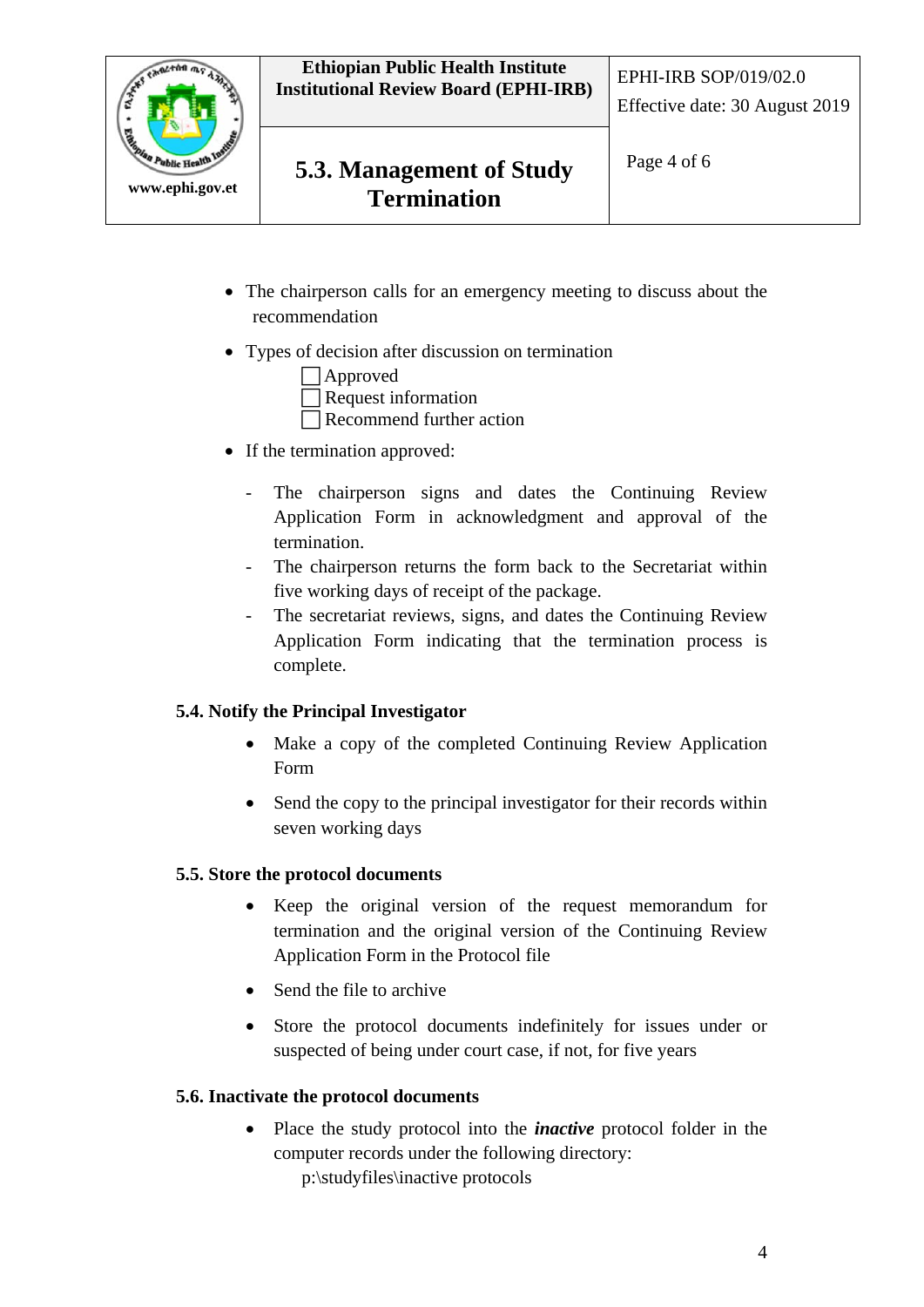- The chairperson calls for an emergency meeting to discuss about the recommendation
- Types of decision after discussion on termination
  - ☐ Approved
  - ☐ Request information
  - ☐ Recommend further action
- If the termination approved:
  - The chairperson signs and dates the Continuing Review Application Form in acknowledgment and approval of the termination.
  - The chairperson returns the form back to the Secretariat within five working days of receipt of the package.
  - The secretariat reviews, signs, and dates the Continuing Review Application Form indicating that the termination process is complete.

### 5.4. Notify the Principal Investigator

- Make a copy of the completed Continuing Review Application Form
- Send the copy to the principal investigator for their records within seven working days

### 5.5. Store the protocol documents

- Keep the original version of the request memorandum for termination and the original version of the Continuing Review Application Form in the Protocol file
- Send the file to archive
- Store the protocol documents indefinitely for issues under or suspected of being under court case, if not, for five years

### 5.6. Inactivate the protocol documents

- Place the study protocol into the ***inactive*** protocol folder in the computer records under the following directory:
  p:\studyfiles\inactive protocols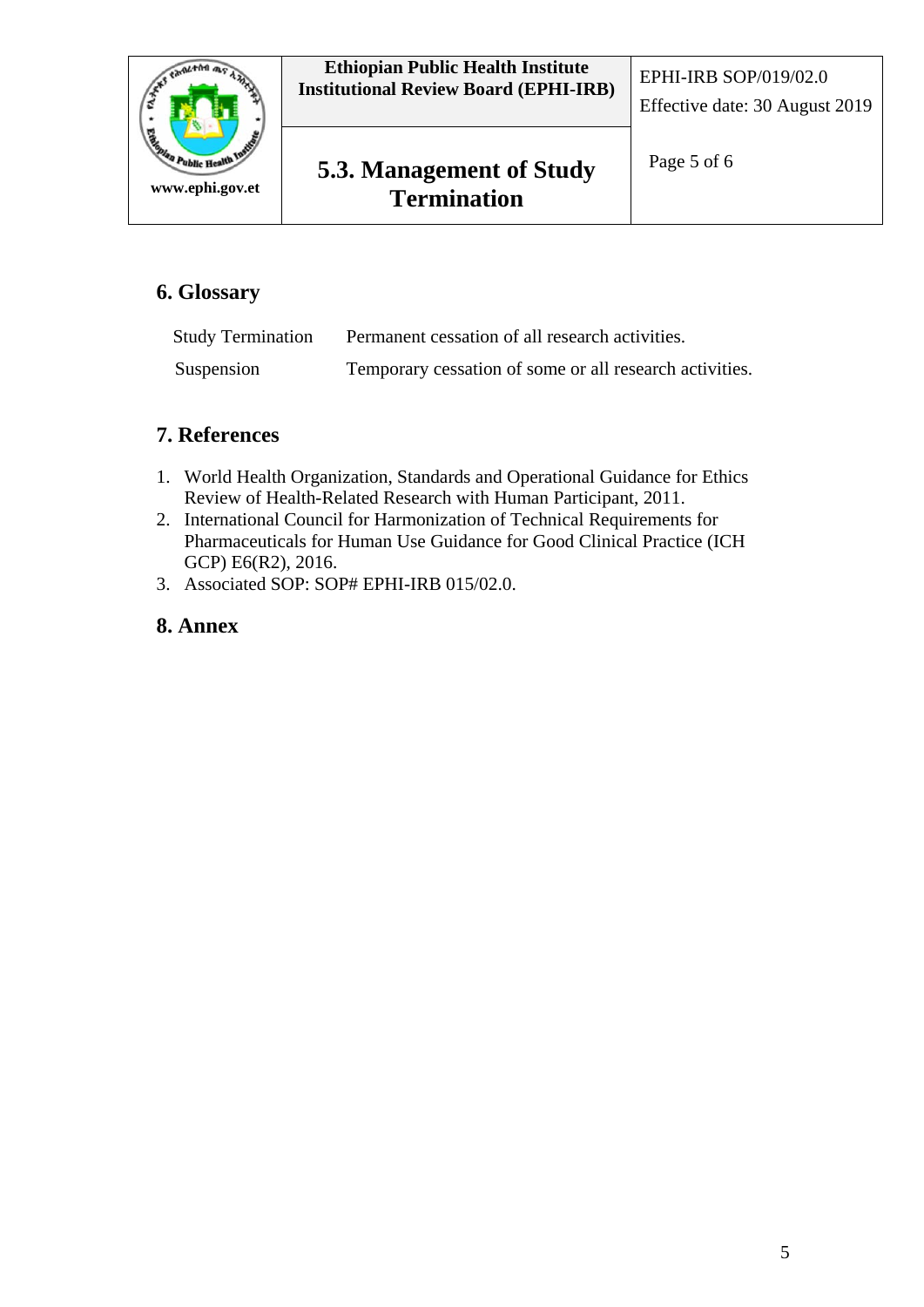## 6. Glossary

| Study Termination | Permanent cessation of all research activities. |
| --- | --- |
| Suspension | Temporary cessation of some or all research activities. |

## 7. References

1. World Health Organization, Standards and Operational Guidance for Ethics Review of Health-Related Research with Human Participant, 2011.
2. International Council for Harmonization of Technical Requirements for Pharmaceuticals for Human Use Guidance for Good Clinical Practice (ICH GCP) E6(R2), 2016.
3. Associated SOP: SOP# EPHI-IRB 015/02.0.

## 8. Annex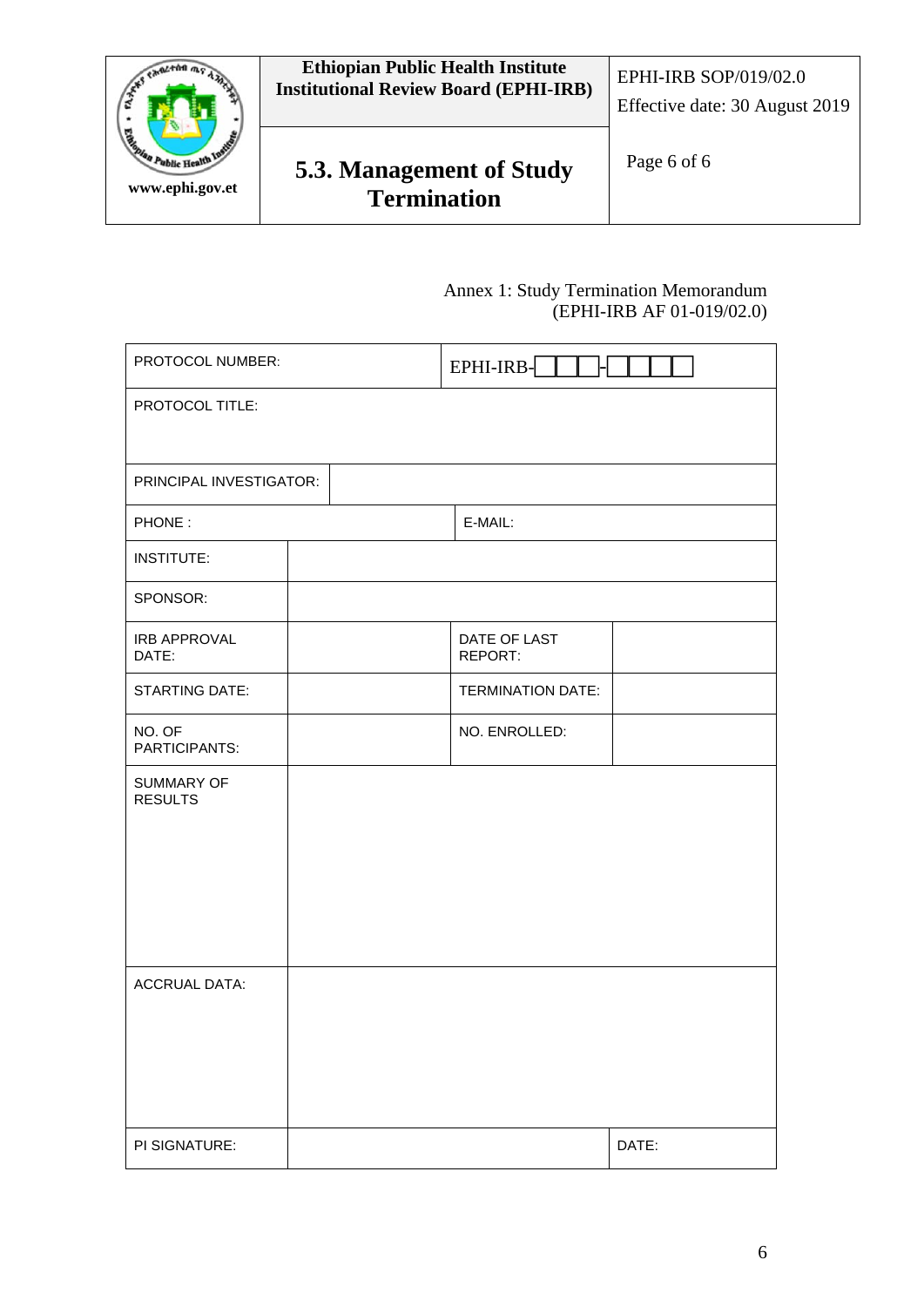Annex 1: Study Termination Memorandum
(EPHI-IRB AF 01-019/02.0)

| | | | |
|---|---|---|---|
| PROTOCOL NUMBER: | | EPHI-IRB-☐☐☐-☐☐☐☐ | |
| PROTOCOL TITLE: | | | |
| PRINCIPAL INVESTIGATOR: | | | |
| PHONE : | | E-MAIL: | |
| INSTITUTE: | | | |
| SPONSOR: | | | |
| IRB APPROVAL DATE: | | DATE OF LAST REPORT: | |
| STARTING DATE: | | TERMINATION DATE: | |
| NO. OF PARTICIPANTS: | | NO. ENROLLED: | |
| SUMMARY OF RESULTS | | | |
| ACCRUAL DATA: | | | |
| PI SIGNATURE: | | DATE: | |